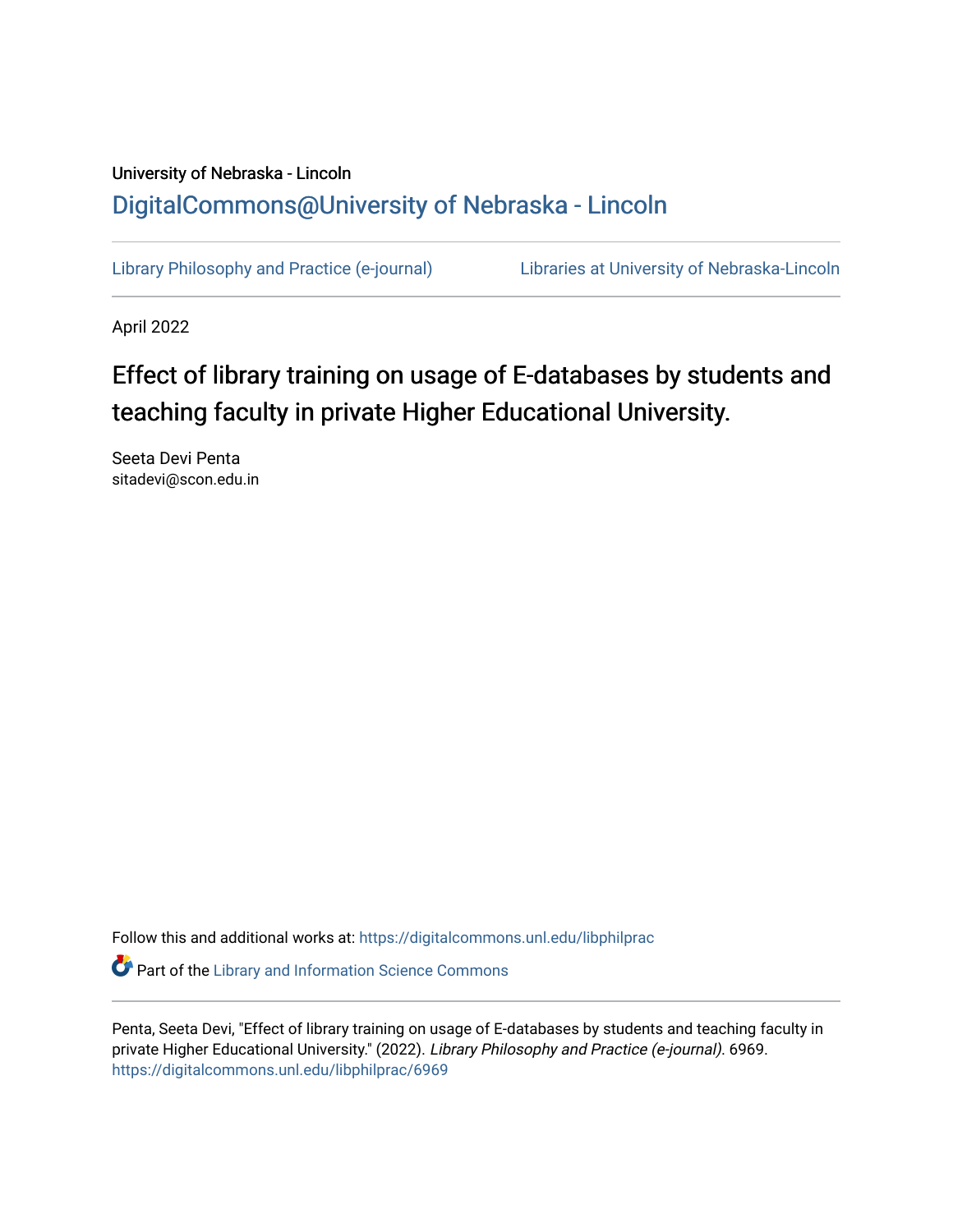University of Nebraska - Lincoln

# DigitalCommons@University of Nebraska - Lincoln

Library Philosophy and Practice (e-journal) Libraries at University of Nebraska-Lincoln

April 2022

## Effect of library training on usage of E-databases by students and teaching faculty in private Higher Educational University.

Seeta Devi Penta
sitadevi@scon.edu.in

Follow this and additional works at: https://digitalcommons.unl.edu/libphilprac

Part of the Library and Information Science Commons

Penta, Seeta Devi, "Effect of library training on usage of E-databases by students and teaching faculty in private Higher Educational University." (2022). *Library Philosophy and Practice (e-journal)*. 6969.
https://digitalcommons.unl.edu/libphilprac/6969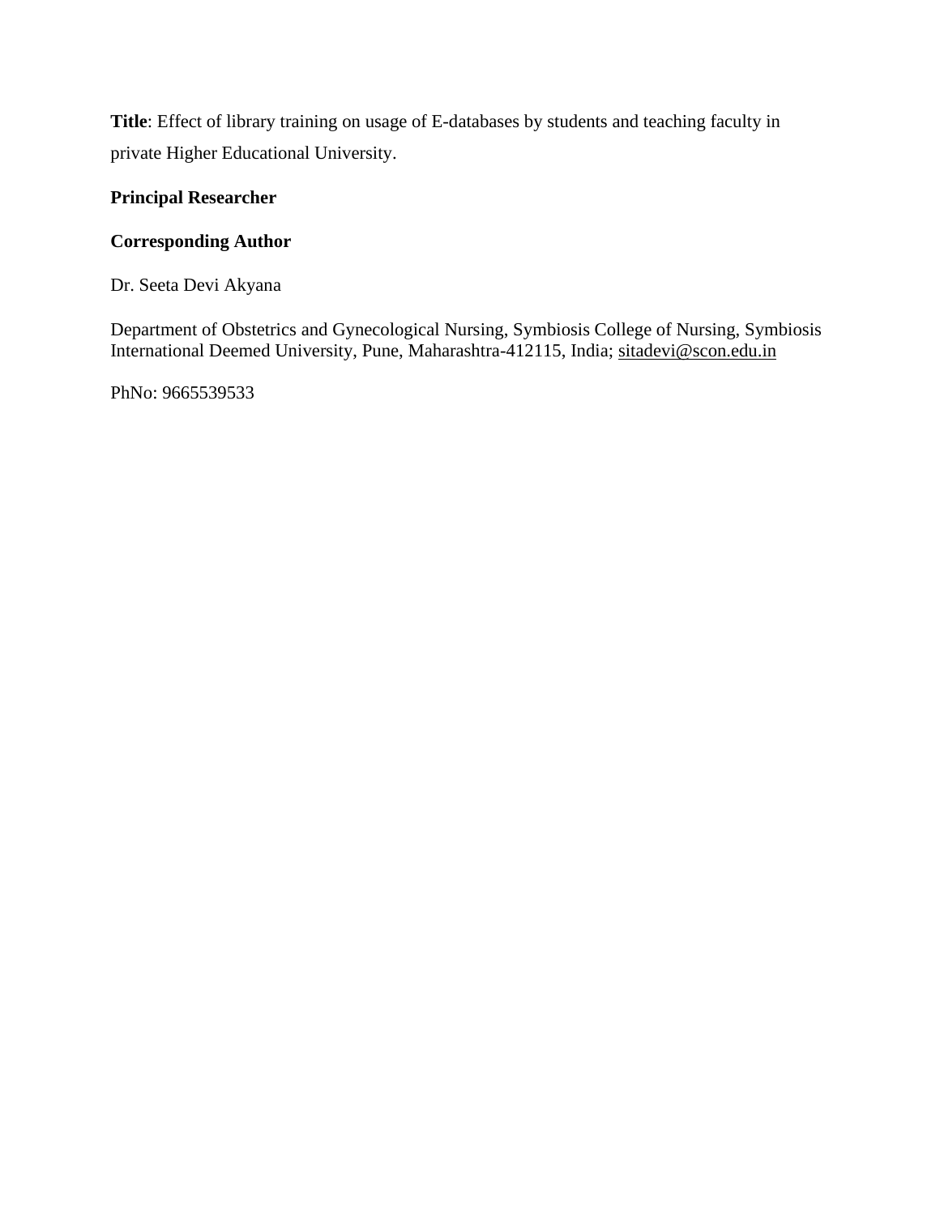**Title**: Effect of library training on usage of E-databases by students and teaching faculty in private Higher Educational University.

**Principal Researcher**

**Corresponding Author**

Dr. Seeta Devi Akyana

Department of Obstetrics and Gynecological Nursing, Symbiosis College of Nursing, Symbiosis International Deemed University, Pune, Maharashtra-412115, India; sitadevi@scon.edu.in

PhNo: 9665539533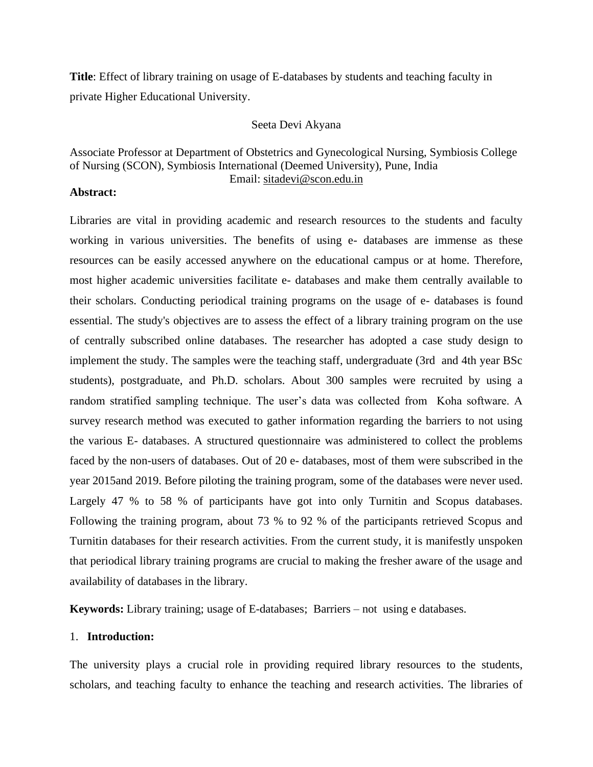**Title**: Effect of library training on usage of E-databases by students and teaching faculty in private Higher Educational University.

Seeta Devi Akyana

Associate Professor at Department of Obstetrics and Gynecological Nursing, Symbiosis College of Nursing (SCON), Symbiosis International (Deemed University), Pune, India
Email: sitadevi@scon.edu.in

**Abstract:**

Libraries are vital in providing academic and research resources to the students and faculty working in various universities. The benefits of using e- databases are immense as these resources can be easily accessed anywhere on the educational campus or at home. Therefore, most higher academic universities facilitate e- databases and make them centrally available to their scholars. Conducting periodical training programs on the usage of e- databases is found essential. The study's objectives are to assess the effect of a library training program on the use of centrally subscribed online databases. The researcher has adopted a case study design to implement the study. The samples were the teaching staff, undergraduate (3rd and 4th year BSc students), postgraduate, and Ph.D. scholars. About 300 samples were recruited by using a random stratified sampling technique. The user's data was collected from Koha software. A survey research method was executed to gather information regarding the barriers to not using the various E- databases. A structured questionnaire was administered to collect the problems faced by the non-users of databases. Out of 20 e- databases, most of them were subscribed in the year 2015and 2019. Before piloting the training program, some of the databases were never used. Largely 47 % to 58 % of participants have got into only Turnitin and Scopus databases. Following the training program, about 73 % to 92 % of the participants retrieved Scopus and Turnitin databases for their research activities. From the current study, it is manifestly unspoken that periodical library training programs are crucial to making the fresher aware of the usage and availability of databases in the library.

**Keywords:** Library training; usage of E-databases; Barriers – not using e databases.

## 1. Introduction:

The university plays a crucial role in providing required library resources to the students, scholars, and teaching faculty to enhance the teaching and research activities. The libraries of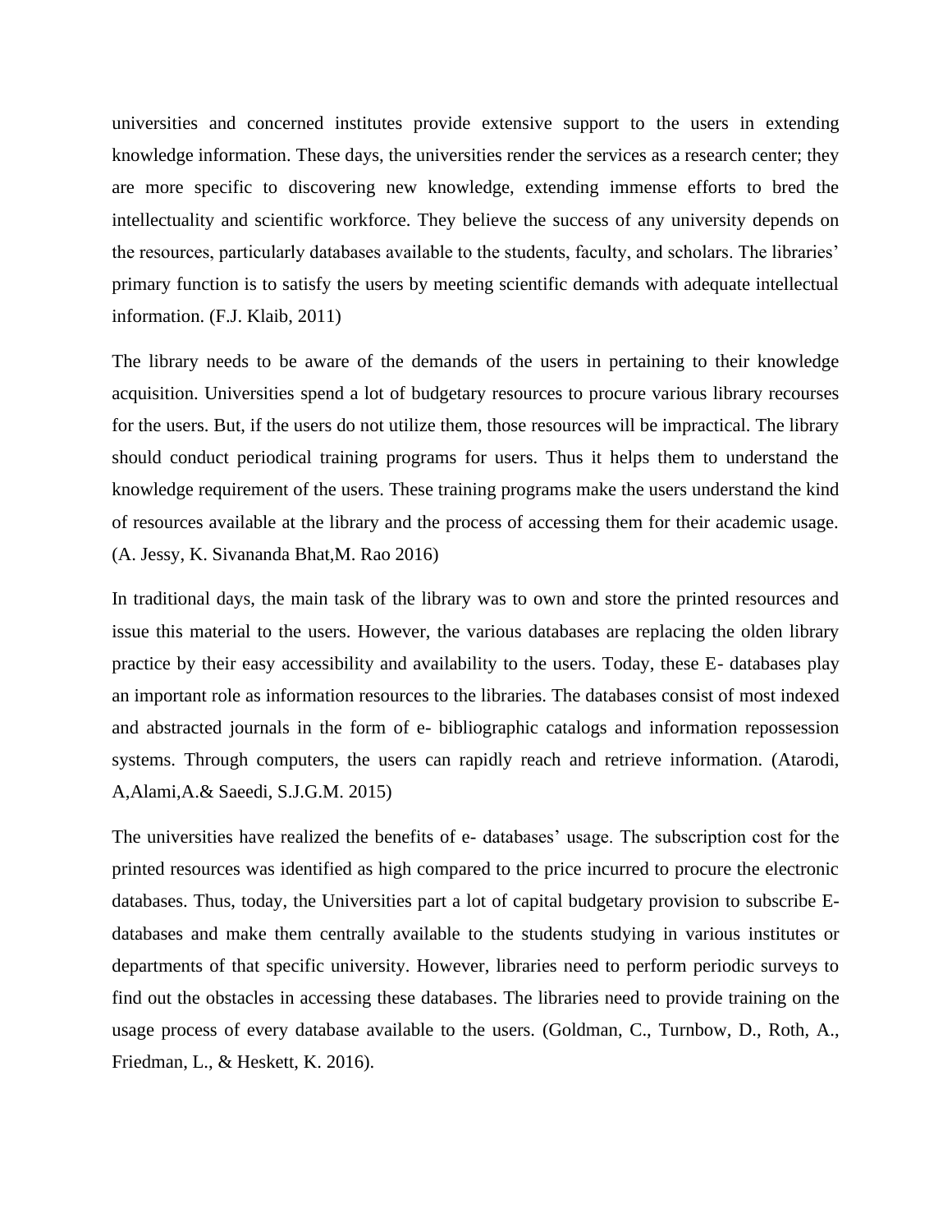universities and concerned institutes provide extensive support to the users in extending knowledge information. These days, the universities render the services as a research center; they are more specific to discovering new knowledge, extending immense efforts to bred the intellectuality and scientific workforce. They believe the success of any university depends on the resources, particularly databases available to the students, faculty, and scholars. The libraries' primary function is to satisfy the users by meeting scientific demands with adequate intellectual information. (F.J. Klaib, 2011)

The library needs to be aware of the demands of the users in pertaining to their knowledge acquisition. Universities spend a lot of budgetary resources to procure various library recourses for the users. But, if the users do not utilize them, those resources will be impractical. The library should conduct periodical training programs for users. Thus it helps them to understand the knowledge requirement of the users. These training programs make the users understand the kind of resources available at the library and the process of accessing them for their academic usage. (A. Jessy, K. Sivananda Bhat,M. Rao 2016)

In traditional days, the main task of the library was to own and store the printed resources and issue this material to the users. However, the various databases are replacing the olden library practice by their easy accessibility and availability to the users. Today, these E- databases play an important role as information resources to the libraries. The databases consist of most indexed and abstracted journals in the form of e- bibliographic catalogs and information repossession systems. Through computers, the users can rapidly reach and retrieve information. (Atarodi, A,Alami,A.& Saeedi, S.J.G.M. 2015)

The universities have realized the benefits of e- databases' usage. The subscription cost for the printed resources was identified as high compared to the price incurred to procure the electronic databases. Thus, today, the Universities part a lot of capital budgetary provision to subscribe E-databases and make them centrally available to the students studying in various institutes or departments of that specific university. However, libraries need to perform periodic surveys to find out the obstacles in accessing these databases. The libraries need to provide training on the usage process of every database available to the users. (Goldman, C., Turnbow, D., Roth, A., Friedman, L., & Heskett, K. 2016).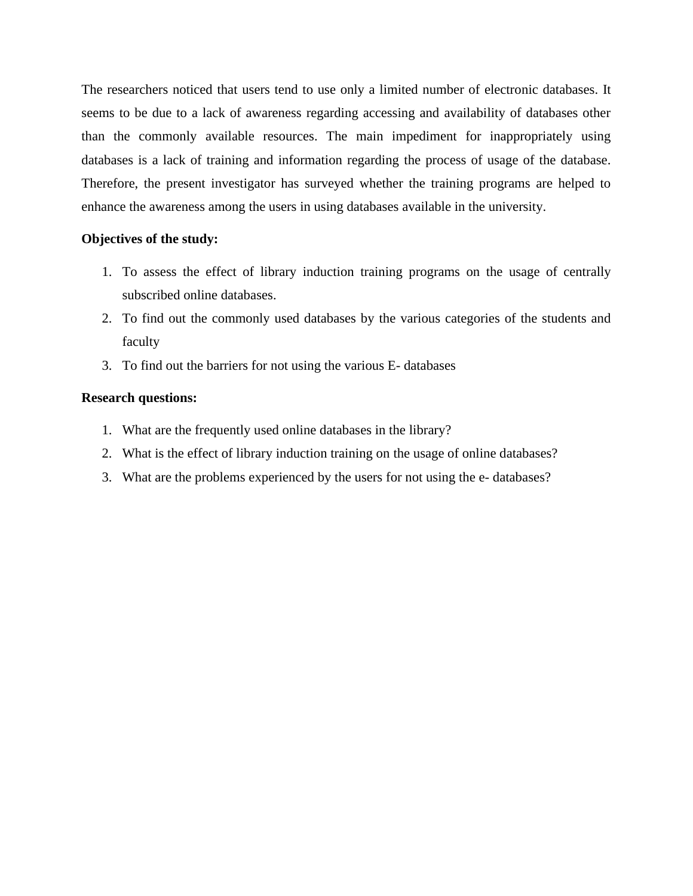The researchers noticed that users tend to use only a limited number of electronic databases. It seems to be due to a lack of awareness regarding accessing and availability of databases other than the commonly available resources. The main impediment for inappropriately using databases is a lack of training and information regarding the process of usage of the database. Therefore, the present investigator has surveyed whether the training programs are helped to enhance the awareness among the users in using databases available in the university.

**Objectives of the study:**

1. To assess the effect of library induction training programs on the usage of centrally subscribed online databases.
2. To find out the commonly used databases by the various categories of the students and faculty
3. To find out the barriers for not using the various E- databases

**Research questions:**

1. What are the frequently used online databases in the library?
2. What is the effect of library induction training on the usage of online databases?
3. What are the problems experienced by the users for not using the e- databases?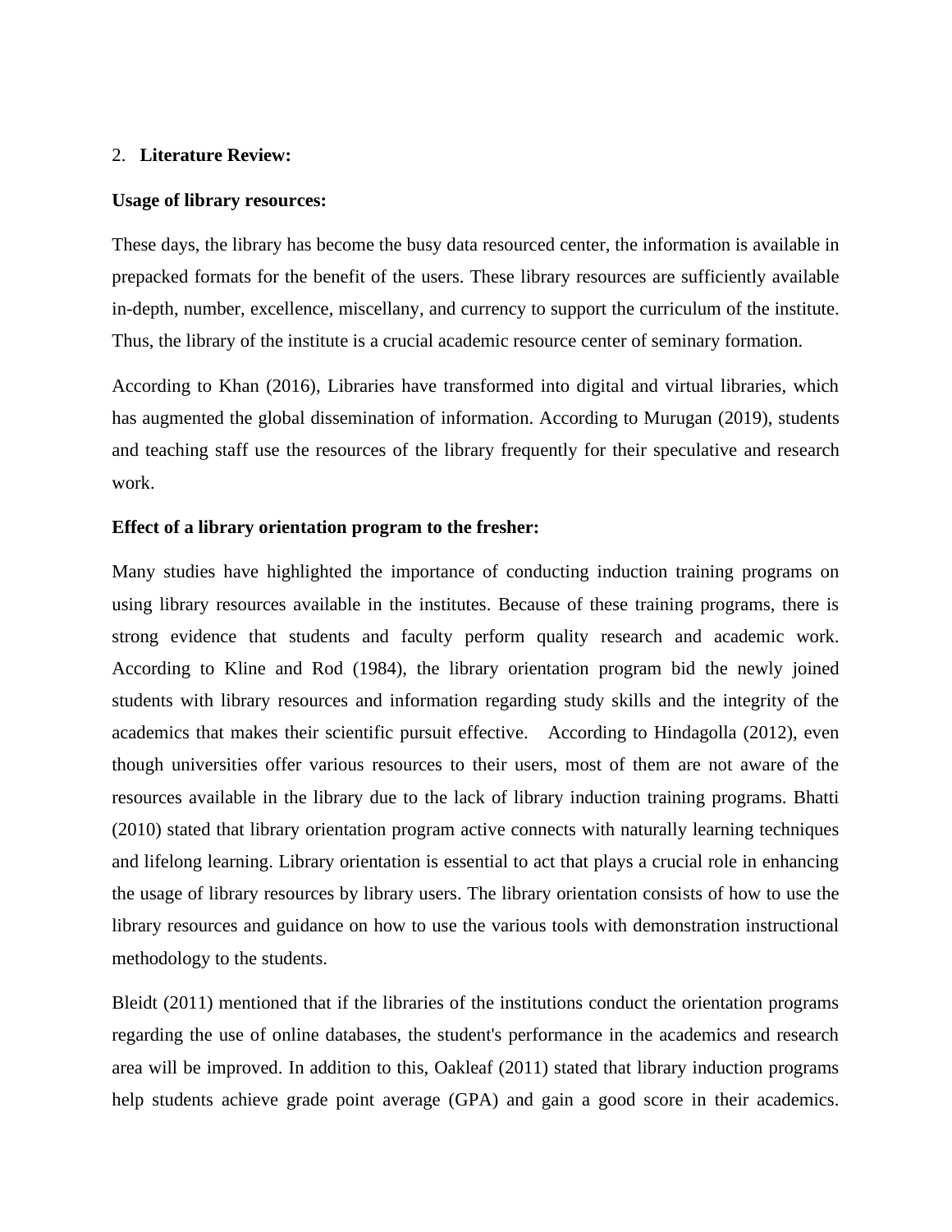## 2. **Literature Review:**

**Usage of library resources:**

These days, the library has become the busy data resourced center, the information is available in prepacked formats for the benefit of the users. These library resources are sufficiently available in-depth, number, excellence, miscellany, and currency to support the curriculum of the institute. Thus, the library of the institute is a crucial academic resource center of seminary formation.

According to Khan (2016), Libraries have transformed into digital and virtual libraries, which has augmented the global dissemination of information. According to Murugan (2019), students and teaching staff use the resources of the library frequently for their speculative and research work.

**Effect of a library orientation program to the fresher:**

Many studies have highlighted the importance of conducting induction training programs on using library resources available in the institutes. Because of these training programs, there is strong evidence that students and faculty perform quality research and academic work. According to Kline and Rod (1984), the library orientation program bid the newly joined students with library resources and information regarding study skills and the integrity of the academics that makes their scientific pursuit effective. According to Hindagolla (2012), even though universities offer various resources to their users, most of them are not aware of the resources available in the library due to the lack of library induction training programs. Bhatti (2010) stated that library orientation program active connects with naturally learning techniques and lifelong learning. Library orientation is essential to act that plays a crucial role in enhancing the usage of library resources by library users. The library orientation consists of how to use the library resources and guidance on how to use the various tools with demonstration instructional methodology to the students.

Bleidt (2011) mentioned that if the libraries of the institutions conduct the orientation programs regarding the use of online databases, the student's performance in the academics and research area will be improved. In addition to this, Oakleaf (2011) stated that library induction programs help students achieve grade point average (GPA) and gain a good score in their academics.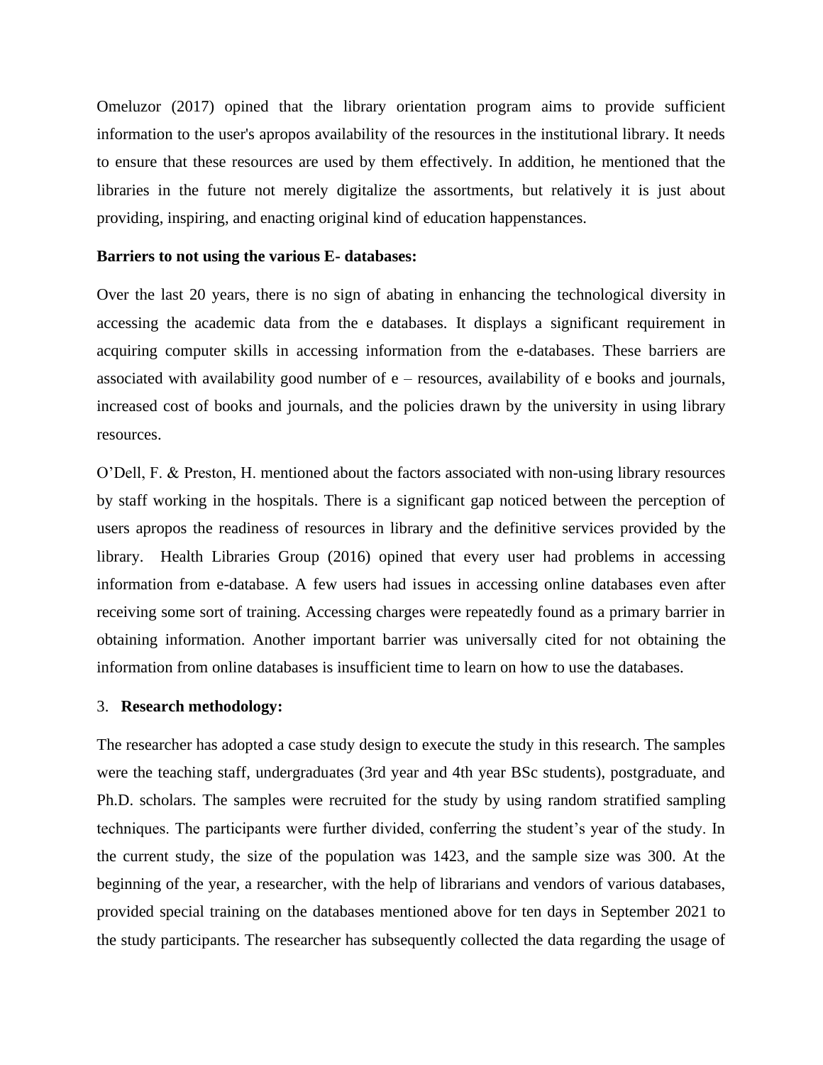Omeluzor (2017) opined that the library orientation program aims to provide sufficient information to the user's apropos availability of the resources in the institutional library. It needs to ensure that these resources are used by them effectively. In addition, he mentioned that the libraries in the future not merely digitalize the assortments, but relatively it is just about providing, inspiring, and enacting original kind of education happenstances.

**Barriers to not using the various E- databases:**

Over the last 20 years, there is no sign of abating in enhancing the technological diversity in accessing the academic data from the e databases. It displays a significant requirement in acquiring computer skills in accessing information from the e-databases. These barriers are associated with availability good number of e – resources, availability of e books and journals, increased cost of books and journals, and the policies drawn by the university in using library resources.

O'Dell, F. & Preston, H. mentioned about the factors associated with non-using library resources by staff working in the hospitals. There is a significant gap noticed between the perception of users apropos the readiness of resources in library and the definitive services provided by the library. Health Libraries Group (2016) opined that every user had problems in accessing information from e-database. A few users had issues in accessing online databases even after receiving some sort of training. Accessing charges were repeatedly found as a primary barrier in obtaining information. Another important barrier was universally cited for not obtaining the information from online databases is insufficient time to learn on how to use the databases.

## 3. **Research methodology:**

The researcher has adopted a case study design to execute the study in this research. The samples were the teaching staff, undergraduates (3rd year and 4th year BSc students), postgraduate, and Ph.D. scholars. The samples were recruited for the study by using random stratified sampling techniques. The participants were further divided, conferring the student's year of the study. In the current study, the size of the population was 1423, and the sample size was 300. At the beginning of the year, a researcher, with the help of librarians and vendors of various databases, provided special training on the databases mentioned above for ten days in September 2021 to the study participants. The researcher has subsequently collected the data regarding the usage of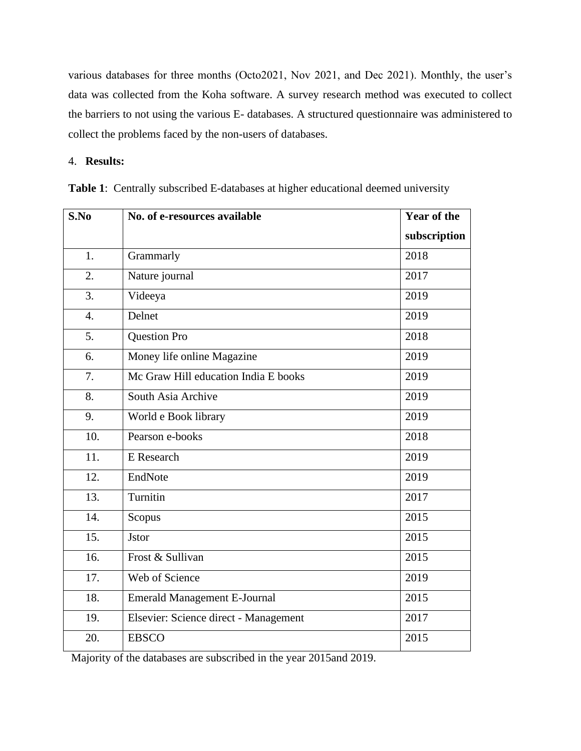various databases for three months (Octo2021, Nov 2021, and Dec 2021). Monthly, the user's data was collected from the Koha software. A survey research method was executed to collect the barriers to not using the various E- databases. A structured questionnaire was administered to collect the problems faced by the non-users of databases.

## 4. **Results:**

**Table 1**: Centrally subscribed E-databases at higher educational deemed university

| S.No | No. of e-resources available | Year of the subscription |
|---|---|---|
| 1. | Grammarly | 2018 |
| 2. | Nature journal | 2017 |
| 3. | Videeya | 2019 |
| 4. | Delnet | 2019 |
| 5. | Question Pro | 2018 |
| 6. | Money life online Magazine | 2019 |
| 7. | Mc Graw Hill education India E books | 2019 |
| 8. | South Asia Archive | 2019 |
| 9. | World e Book library | 2019 |
| 10. | Pearson e-books | 2018 |
| 11. | E Research | 2019 |
| 12. | EndNote | 2019 |
| 13. | Turnitin | 2017 |
| 14. | Scopus | 2015 |
| 15. | Jstor | 2015 |
| 16. | Frost & Sullivan | 2015 |
| 17. | Web of Science | 2019 |
| 18. | Emerald Management E-Journal | 2015 |
| 19. | Elsevier: Science direct - Management | 2017 |
| 20. | EBSCO | 2015 |

Majority of the databases are subscribed in the year 2015and 2019.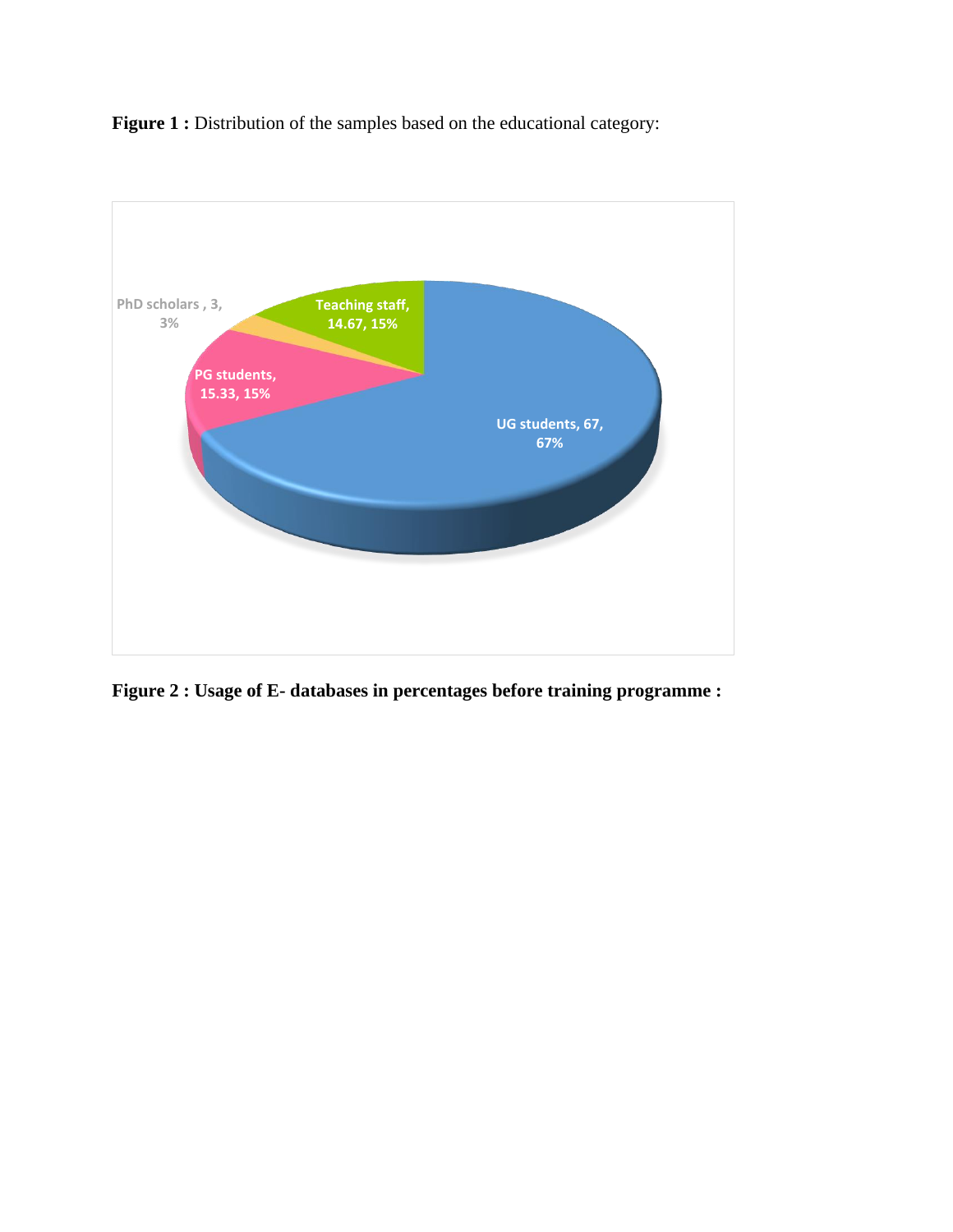**Figure 1 :** Distribution of the samples based on the educational category:

**Figure 2 : Usage of E- databases in percentages before training programme :**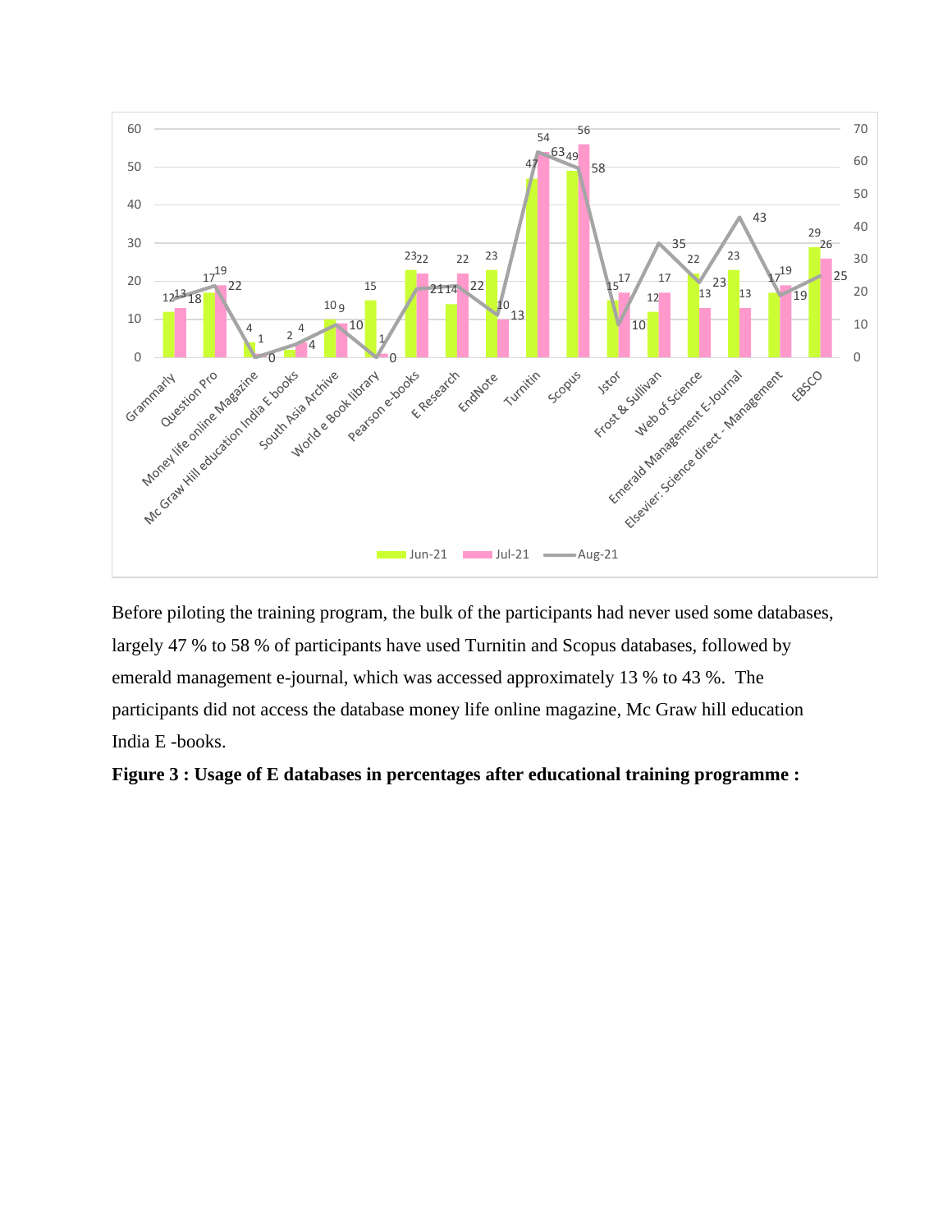| Database | Jun-21 | Jul-21 | Aug-21 |
|---|---|---|---|
| Grammarly | 12 | 13 | 18 |
| Question Pro | 17 | 19 | 22 |
| Money life online Magazine | 4 | 1 | 0 |
| Mc Graw Hill education India E books | 2 | 4 | 4 |
| South Asia Archive | 10 | 9 | 10 |
| World e Book library | 15 | 1 | 0 |
| Pearson e-books | 23 | 22 | 21 |
| E Research | 14 | 22 | 22 |
| EndNote | 23 | 10 | 13 |
| Turnitin | 47 | 54 | 63 |
| Scopus | 49 | 56 | 58 |
| Jstor | 15 | 17 | 10 |
| Frost & Sullivan | 12 | 17 | 35 |
| Web of Science | 22 | 13 | 23 |
| Emerald Management E-Journal | 23 | 13 | 43 |
| Elsevier: Science direct - Management | 17 | 19 | 19 |
| EBSCO | 29 | 26 | 25 |

Before piloting the training program, the bulk of the participants had never used some databases, largely 47 % to 58 % of participants have used Turnitin and Scopus databases, followed by emerald management e-journal, which was accessed approximately 13 % to 43 %. The participants did not access the database money life online magazine, Mc Graw hill education India E -books.

**Figure 3 : Usage of E databases in percentages after educational training programme :**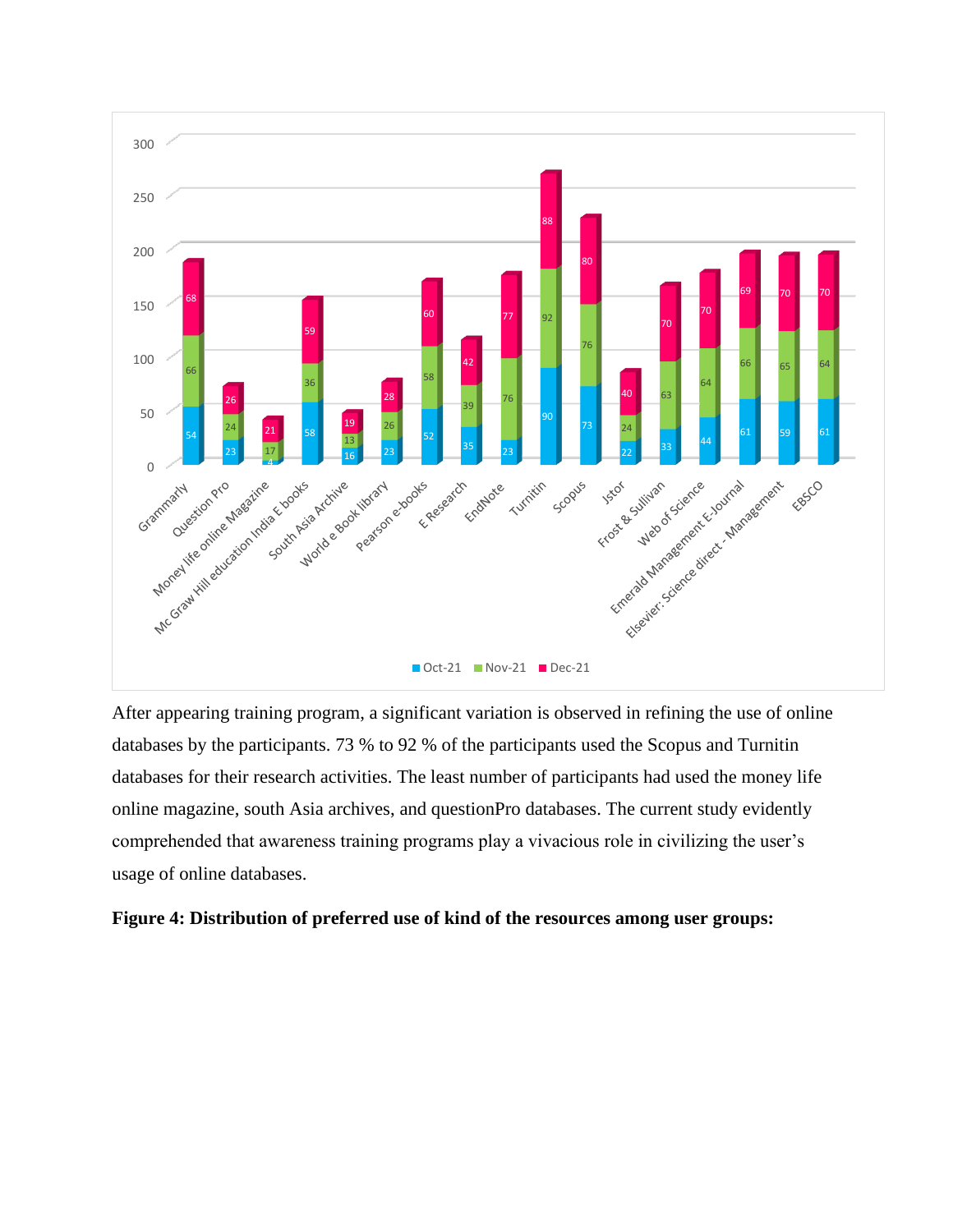After appearing training program, a significant variation is observed in refining the use of online databases by the participants. 73 % to 92 % of the participants used the Scopus and Turnitin databases for their research activities. The least number of participants had used the money life online magazine, south Asia archives, and questionPro databases. The current study evidently comprehended that awareness training programs play a vivacious role in civilizing the user's usage of online databases.

**Figure 4: Distribution of preferred use of kind of the resources among user groups:**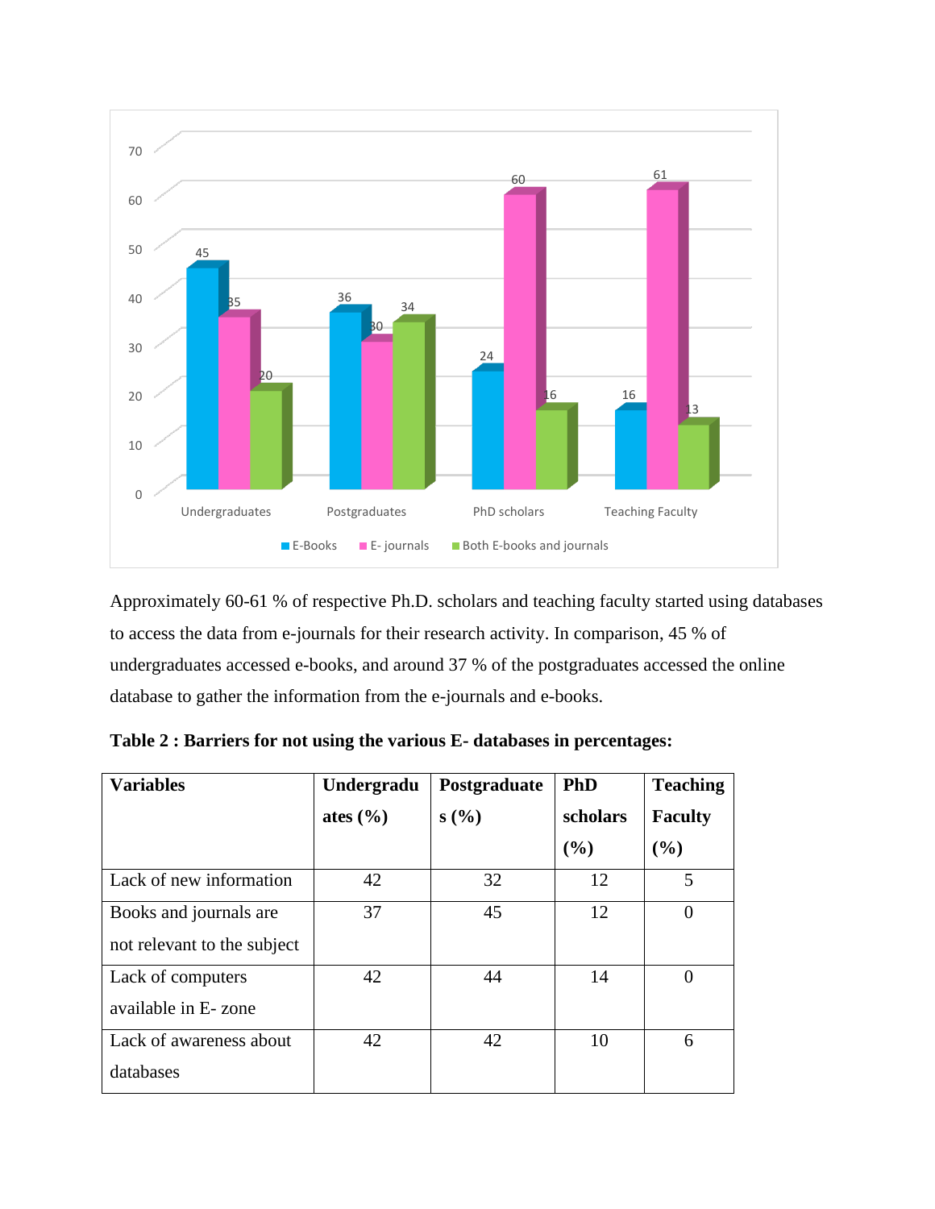Approximately 60-61 % of respective Ph.D. scholars and teaching faculty started using databases to access the data from e-journals for their research activity. In comparison, 45 % of undergraduates accessed e-books, and around 37 % of the postgraduates accessed the online database to gather the information from the e-journals and e-books.

**Table 2 : Barriers for not using the various E- databases in percentages:**

| **Variables** | **Undergraduates (%)** | **Postgraduates (%)** | **PhD scholars (%)** | **Teaching Faculty (%)** |
|---|---|---|---|---|
| Lack of new information | 42 | 32 | 12 | 5 |
| Books and journals are not relevant to the subject | 37 | 45 | 12 | 0 |
| Lack of computers available in E- zone | 42 | 44 | 14 | 0 |
| Lack of awareness about databases | 42 | 42 | 10 | 6 |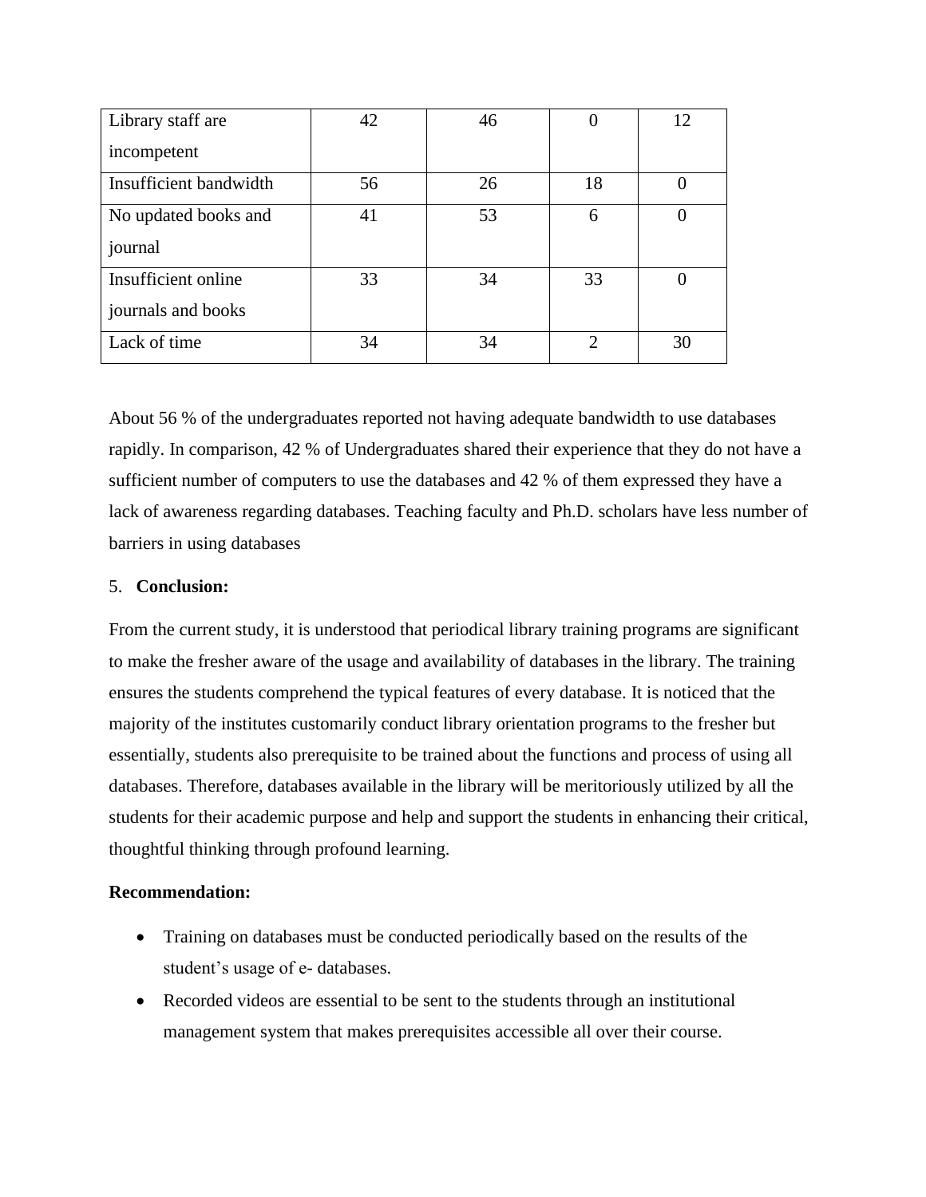| | | | | |
|---|---|---|---|---|
| Library staff are incompetent | 42 | 46 | 0 | 12 |
| Insufficient bandwidth | 56 | 26 | 18 | 0 |
| No updated books and journal | 41 | 53 | 6 | 0 |
| Insufficient online journals and books | 33 | 34 | 33 | 0 |
| Lack of time | 34 | 34 | 2 | 30 |

About 56 % of the undergraduates reported not having adequate bandwidth to use databases rapidly. In comparison, 42 % of Undergraduates shared their experience that they do not have a sufficient number of computers to use the databases and 42 % of them expressed they have a lack of awareness regarding databases. Teaching faculty and Ph.D. scholars have less number of barriers in using databases

## 5. Conclusion:

From the current study, it is understood that periodical library training programs are significant to make the fresher aware of the usage and availability of databases in the library. The training ensures the students comprehend the typical features of every database. It is noticed that the majority of the institutes customarily conduct library orientation programs to the fresher but essentially, students also prerequisite to be trained about the functions and process of using all databases. Therefore, databases available in the library will be meritoriously utilized by all the students for their academic purpose and help and support the students in enhancing their critical, thoughtful thinking through profound learning.

**Recommendation:**

- Training on databases must be conducted periodically based on the results of the student's usage of e- databases.
- Recorded videos are essential to be sent to the students through an institutional management system that makes prerequisites accessible all over their course.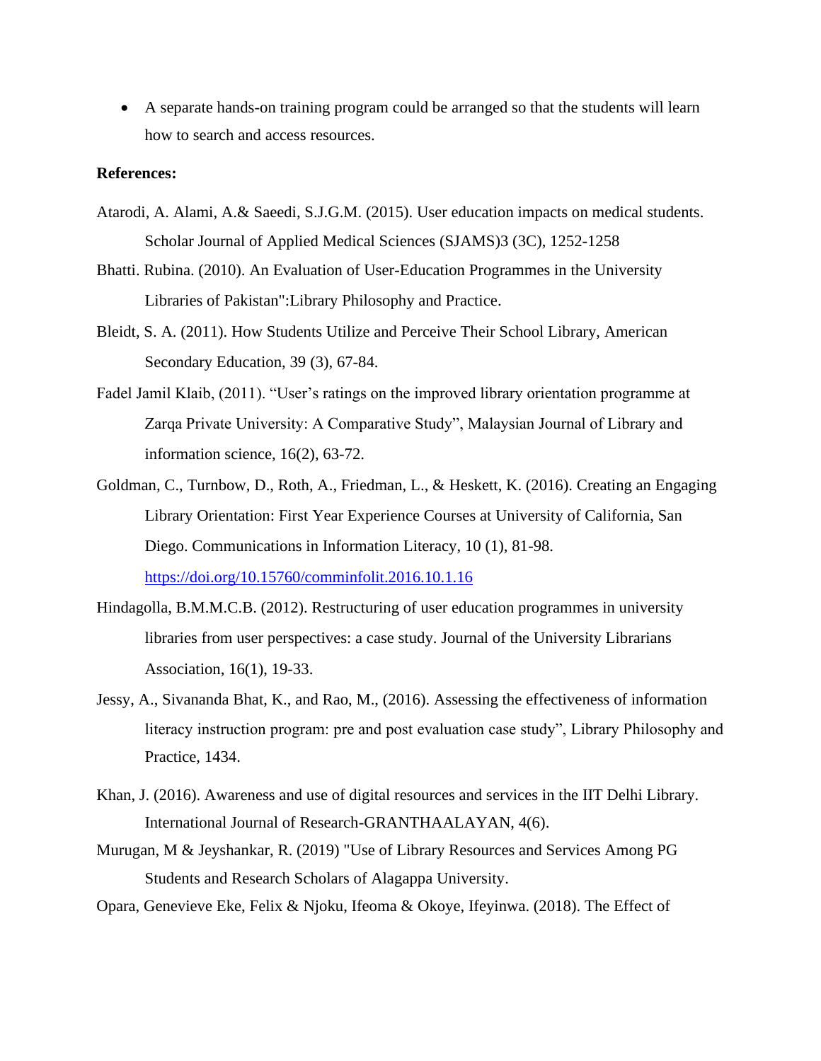- A separate hands-on training program could be arranged so that the students will learn how to search and access resources.

**References:**

Atarodi, A. Alami, A.& Saeedi, S.J.G.M. (2015). User education impacts on medical students. Scholar Journal of Applied Medical Sciences (SJAMS)3 (3C), 1252-1258

Bhatti. Rubina. (2010). An Evaluation of User-Education Programmes in the University Libraries of Pakistan":Library Philosophy and Practice.

Bleidt, S. A. (2011). How Students Utilize and Perceive Their School Library, American Secondary Education, 39 (3), 67-84.

Fadel Jamil Klaib, (2011). "User's ratings on the improved library orientation programme at Zarqa Private University: A Comparative Study", Malaysian Journal of Library and information science, 16(2), 63-72.

Goldman, C., Turnbow, D., Roth, A., Friedman, L., & Heskett, K. (2016). Creating an Engaging Library Orientation: First Year Experience Courses at University of California, San Diego. Communications in Information Literacy, 10 (1), 81-98. https://doi.org/10.15760/comminfolit.2016.10.1.16

Hindagolla, B.M.M.C.B. (2012). Restructuring of user education programmes in university libraries from user perspectives: a case study. Journal of the University Librarians Association, 16(1), 19-33.

Jessy, A., Sivananda Bhat, K., and Rao, M., (2016). Assessing the effectiveness of information literacy instruction program: pre and post evaluation case study", Library Philosophy and Practice, 1434.

Khan, J. (2016). Awareness and use of digital resources and services in the IIT Delhi Library. International Journal of Research-GRANTHAALAYAN, 4(6).

Murugan, M & Jeyshankar, R. (2019) "Use of Library Resources and Services Among PG Students and Research Scholars of Alagappa University.

Opara, Genevieve Eke, Felix & Njoku, Ifeoma & Okoye, Ifeyinwa. (2018). The Effect of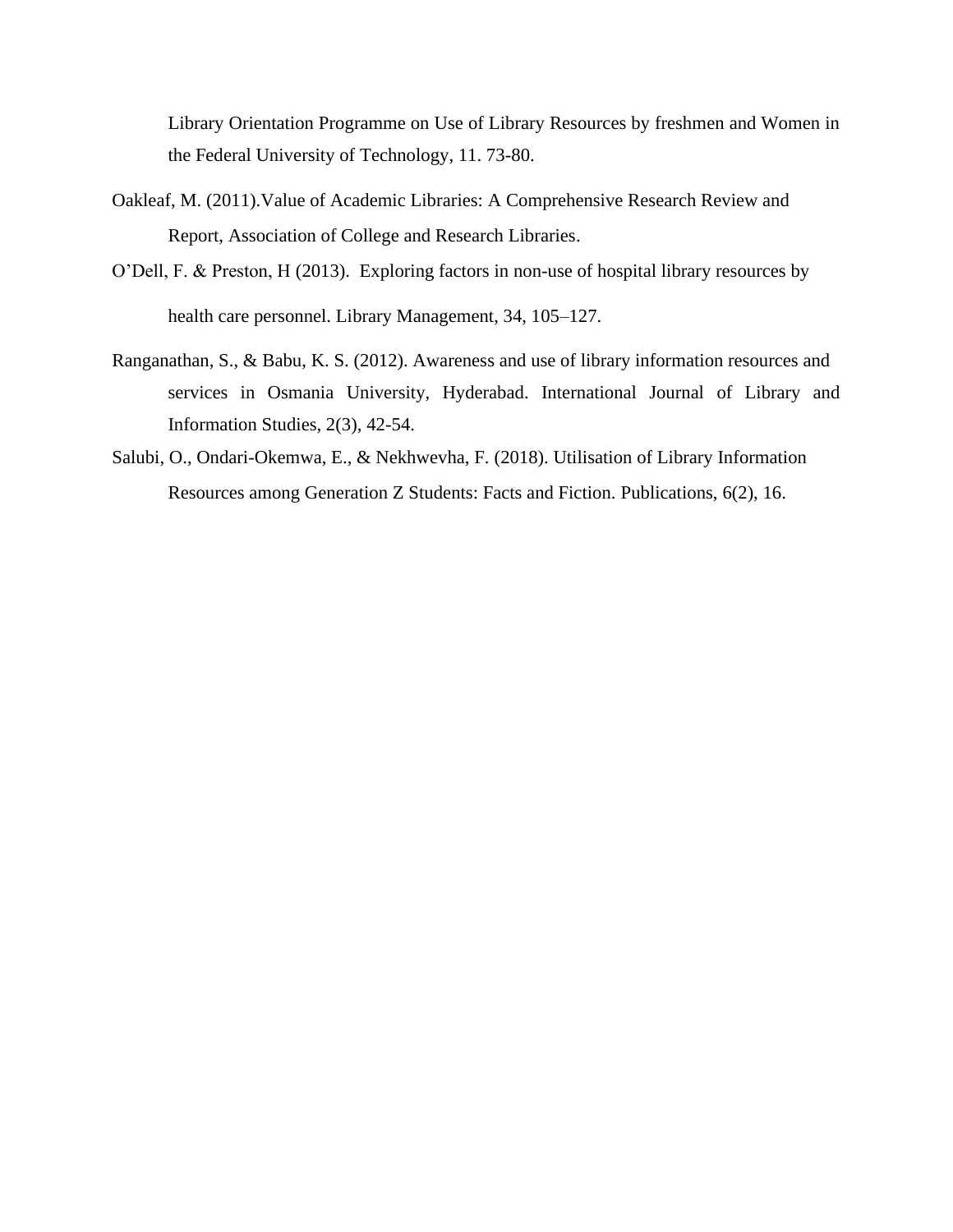Library Orientation Programme on Use of Library Resources by freshmen and Women in the Federal University of Technology, 11. 73-80.

Oakleaf, M. (2011).Value of Academic Libraries: A Comprehensive Research Review and Report, Association of College and Research Libraries.

O'Dell, F. & Preston, H (2013). Exploring factors in non-use of hospital library resources by health care personnel. Library Management, 34, 105–127.

Ranganathan, S., & Babu, K. S. (2012). Awareness and use of library information resources and services in Osmania University, Hyderabad. International Journal of Library and Information Studies, 2(3), 42-54.

Salubi, O., Ondari-Okemwa, E., & Nekhwevha, F. (2018). Utilisation of Library Information Resources among Generation Z Students: Facts and Fiction. Publications, 6(2), 16.